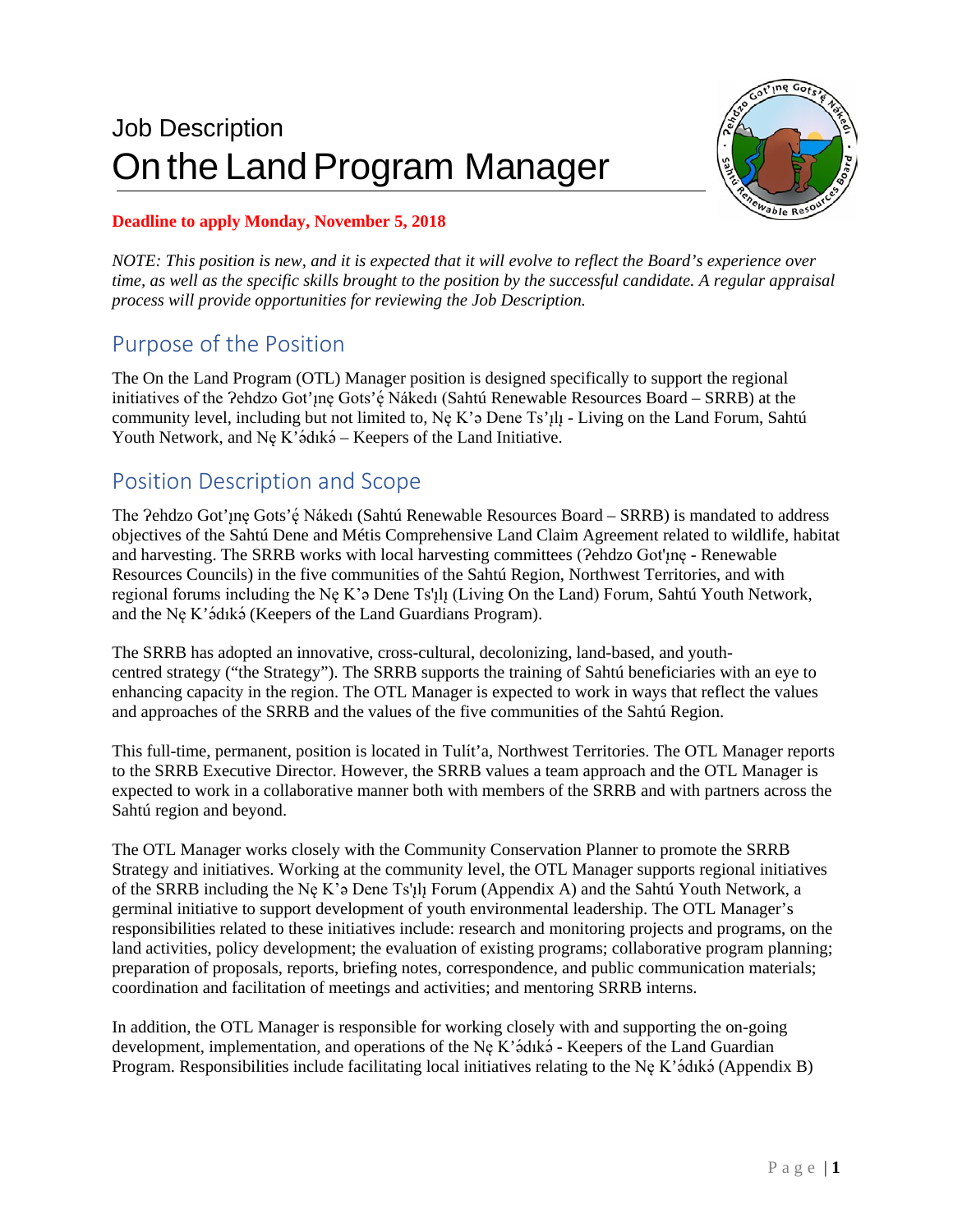# Job Description
# On the Land Program Manager

**Deadline to apply Monday, November 5, 2018**

*NOTE: This position is new, and it is expected that it will evolve to reflect the Board's experience over time, as well as the specific skills brought to the position by the successful candidate. A regular appraisal process will provide opportunities for reviewing the Job Description.*

## Purpose of the Position

The On the Land Program (OTL) Manager position is designed specifically to support the regional initiatives of the ʔehdzo Got'ı̨nę Gots'ę́ Nákedı (Sahtú Renewable Resources Board – SRRB) at the community level, including but not limited to, Nę K'ə Dene Ts'ı̨lı̨ - Living on the Land Forum, Sahtú Youth Network, and Nę K'ə́dıkə́ – Keepers of the Land Initiative.

## Position Description and Scope

The ʔehdzo Got'ı̨nę Gots'ę́ Nákedı (Sahtú Renewable Resources Board – SRRB) is mandated to address objectives of the Sahtú Dene and Métis Comprehensive Land Claim Agreement related to wildlife, habitat and harvesting. The SRRB works with local harvesting committees (ʔehdzo Got'ı̨nę - Renewable Resources Councils) in the five communities of the Sahtú Region, Northwest Territories, and with regional forums including the Nę K'ə Dene Ts'ı̨lı̨ (Living On the Land) Forum, Sahtú Youth Network, and the Nę K'ə́dıkə́ (Keepers of the Land Guardians Program).

The SRRB has adopted an innovative, cross-cultural, decolonizing, land-based, and youth-centred strategy ("the Strategy"). The SRRB supports the training of Sahtú beneficiaries with an eye to enhancing capacity in the region. The OTL Manager is expected to work in ways that reflect the values and approaches of the SRRB and the values of the five communities of the Sahtú Region.

This full-time, permanent, position is located in Tulít'a, Northwest Territories. The OTL Manager reports to the SRRB Executive Director. However, the SRRB values a team approach and the OTL Manager is expected to work in a collaborative manner both with members of the SRRB and with partners across the Sahtú region and beyond.

The OTL Manager works closely with the Community Conservation Planner to promote the SRRB Strategy and initiatives. Working at the community level, the OTL Manager supports regional initiatives of the SRRB including the Nę K'ə Dene Ts'ı̨lı̨ Forum (Appendix A) and the Sahtú Youth Network, a germinal initiative to support development of youth environmental leadership. The OTL Manager's responsibilities related to these initiatives include: research and monitoring projects and programs, on the land activities, policy development; the evaluation of existing programs; collaborative program planning; preparation of proposals, reports, briefing notes, correspondence, and public communication materials; coordination and facilitation of meetings and activities; and mentoring SRRB interns.

In addition, the OTL Manager is responsible for working closely with and supporting the on-going development, implementation, and operations of the Nę K'ə́dıkə́ - Keepers of the Land Guardian Program. Responsibilities include facilitating local initiatives relating to the Nę K'ə́dıkə́ (Appendix B)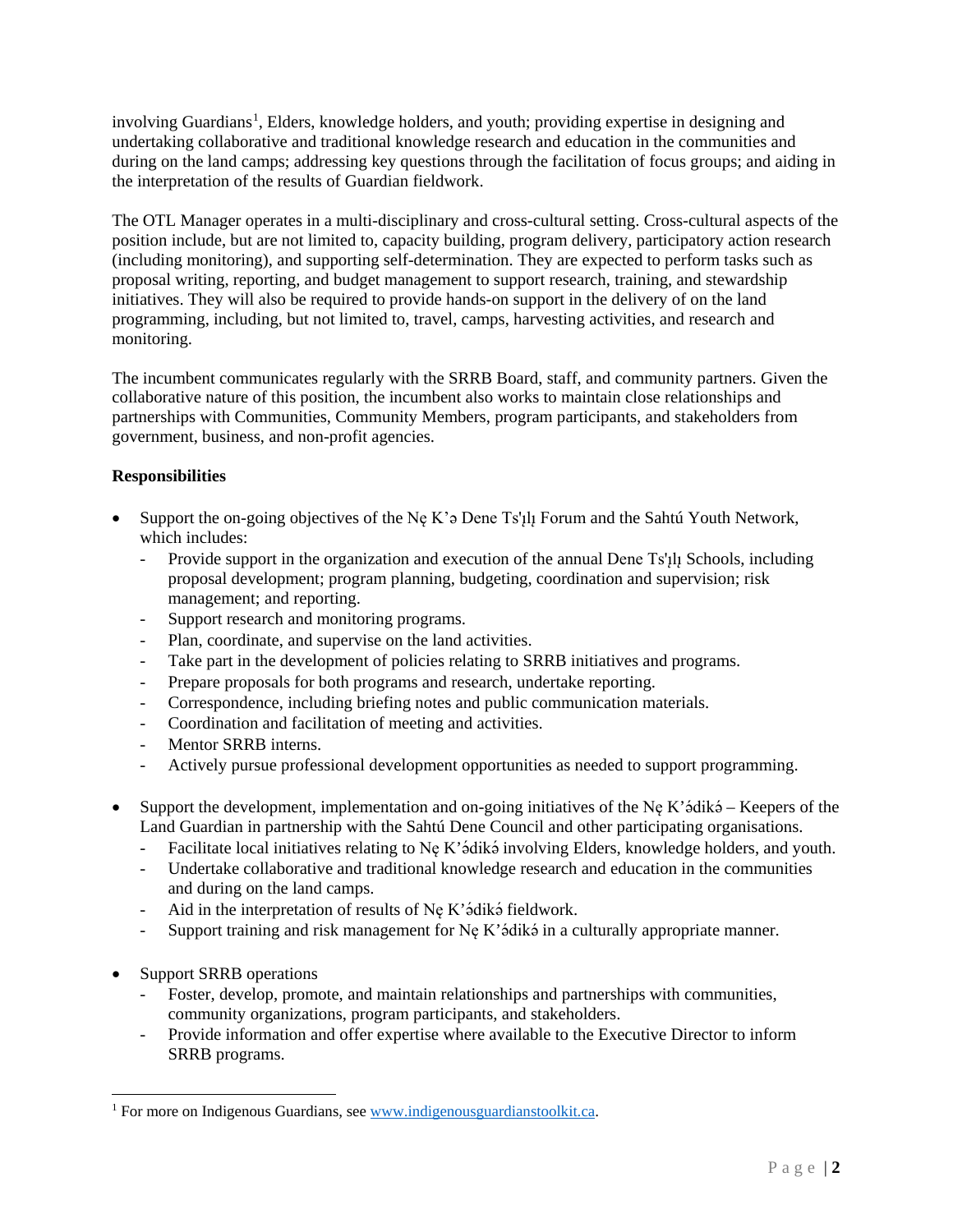involving Guardians[1], Elders, knowledge holders, and youth; providing expertise in designing and undertaking collaborative and traditional knowledge research and education in the communities and during on the land camps; addressing key questions through the facilitation of focus groups; and aiding in the interpretation of the results of Guardian fieldwork.

The OTL Manager operates in a multi-disciplinary and cross-cultural setting. Cross-cultural aspects of the position include, but are not limited to, capacity building, program delivery, participatory action research (including monitoring), and supporting self-determination. They are expected to perform tasks such as proposal writing, reporting, and budget management to support research, training, and stewardship initiatives. They will also be required to provide hands-on support in the delivery of on the land programming, including, but not limited to, travel, camps, harvesting activities, and research and monitoring.

The incumbent communicates regularly with the SRRB Board, staff, and community partners. Given the collaborative nature of this position, the incumbent also works to maintain close relationships and partnerships with Communities, Community Members, program participants, and stakeholders from government, business, and non-profit agencies.

**Responsibilities**

- Support the on-going objectives of the Nę K'ə Dene Ts'ılı̨ Forum and the Sahtú Youth Network, which includes:
  - Provide support in the organization and execution of the annual Dene Ts'ılı̨ Schools, including proposal development; program planning, budgeting, coordination and supervision; risk management; and reporting.
  - Support research and monitoring programs.
  - Plan, coordinate, and supervise on the land activities.
  - Take part in the development of policies relating to SRRB initiatives and programs.
  - Prepare proposals for both programs and research, undertake reporting.
  - Correspondence, including briefing notes and public communication materials.
  - Coordination and facilitation of meeting and activities.
  - Mentor SRRB interns.
  - Actively pursue professional development opportunities as needed to support programming.

- Support the development, implementation and on-going initiatives of the Nę K'ə́dikə́ – Keepers of the Land Guardian in partnership with the Sahtú Dene Council and other participating organisations.
  - Facilitate local initiatives relating to Nę K'ə́dikə́ involving Elders, knowledge holders, and youth.
  - Undertake collaborative and traditional knowledge research and education in the communities and during on the land camps.
  - Aid in the interpretation of results of Nę K'ə́dikə́ fieldwork.
  - Support training and risk management for Nę K'ə́dikə́ in a culturally appropriate manner.

- Support SRRB operations
  - Foster, develop, promote, and maintain relationships and partnerships with communities, community organizations, program participants, and stakeholders.
  - Provide information and offer expertise where available to the Executive Director to inform SRRB programs.

[1] For more on Indigenous Guardians, see www.indigenousguardianstoolkit.ca.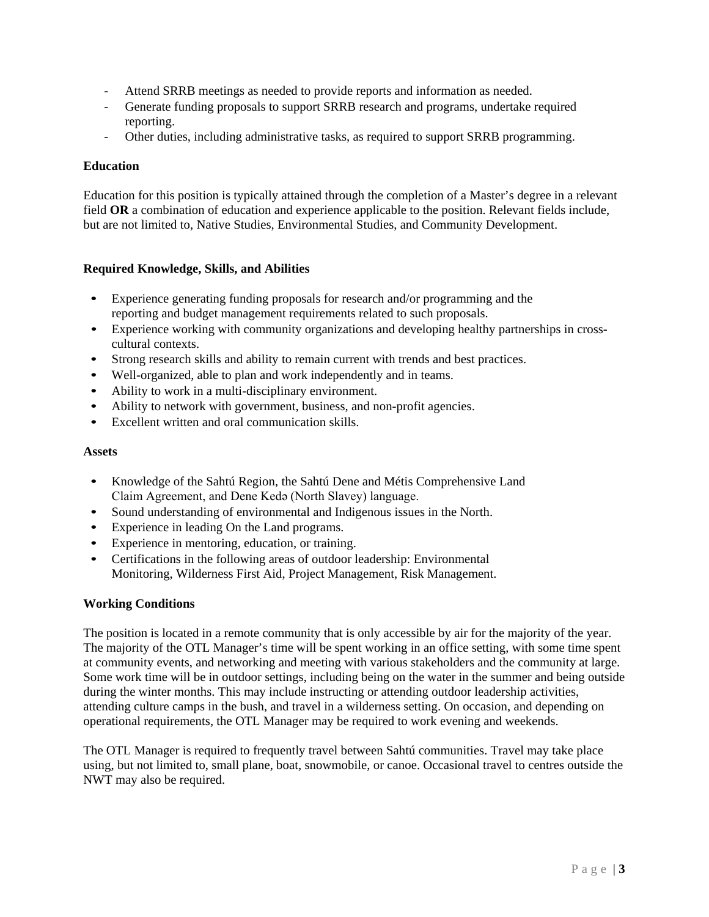- Attend SRRB meetings as needed to provide reports and information as needed.
- Generate funding proposals to support SRRB research and programs, undertake required reporting.
- Other duties, including administrative tasks, as required to support SRRB programming.

**Education**

Education for this position is typically attained through the completion of a Master's degree in a relevant field **OR** a combination of education and experience applicable to the position. Relevant fields include, but are not limited to, Native Studies, Environmental Studies, and Community Development.

**Required Knowledge, Skills, and Abilities**

- Experience generating funding proposals for research and/or programming and the reporting and budget management requirements related to such proposals.
- Experience working with community organizations and developing healthy partnerships in cross-cultural contexts.
- Strong research skills and ability to remain current with trends and best practices.
- Well-organized, able to plan and work independently and in teams.
- Ability to work in a multi-disciplinary environment.
- Ability to network with government, business, and non-profit agencies.
- Excellent written and oral communication skills.

**Assets**

- Knowledge of the Sahtú Region, the Sahtú Dene and Métis Comprehensive Land Claim Agreement, and Dene Kedə (North Slavey) language.
- Sound understanding of environmental and Indigenous issues in the North.
- Experience in leading On the Land programs.
- Experience in mentoring, education, or training.
- Certifications in the following areas of outdoor leadership: Environmental Monitoring, Wilderness First Aid, Project Management, Risk Management.

**Working Conditions**

The position is located in a remote community that is only accessible by air for the majority of the year. The majority of the OTL Manager's time will be spent working in an office setting, with some time spent at community events, and networking and meeting with various stakeholders and the community at large. Some work time will be in outdoor settings, including being on the water in the summer and being outside during the winter months. This may include instructing or attending outdoor leadership activities, attending culture camps in the bush, and travel in a wilderness setting. On occasion, and depending on operational requirements, the OTL Manager may be required to work evening and weekends.

The OTL Manager is required to frequently travel between Sahtú communities. Travel may take place using, but not limited to, small plane, boat, snowmobile, or canoe. Occasional travel to centres outside the NWT may also be required.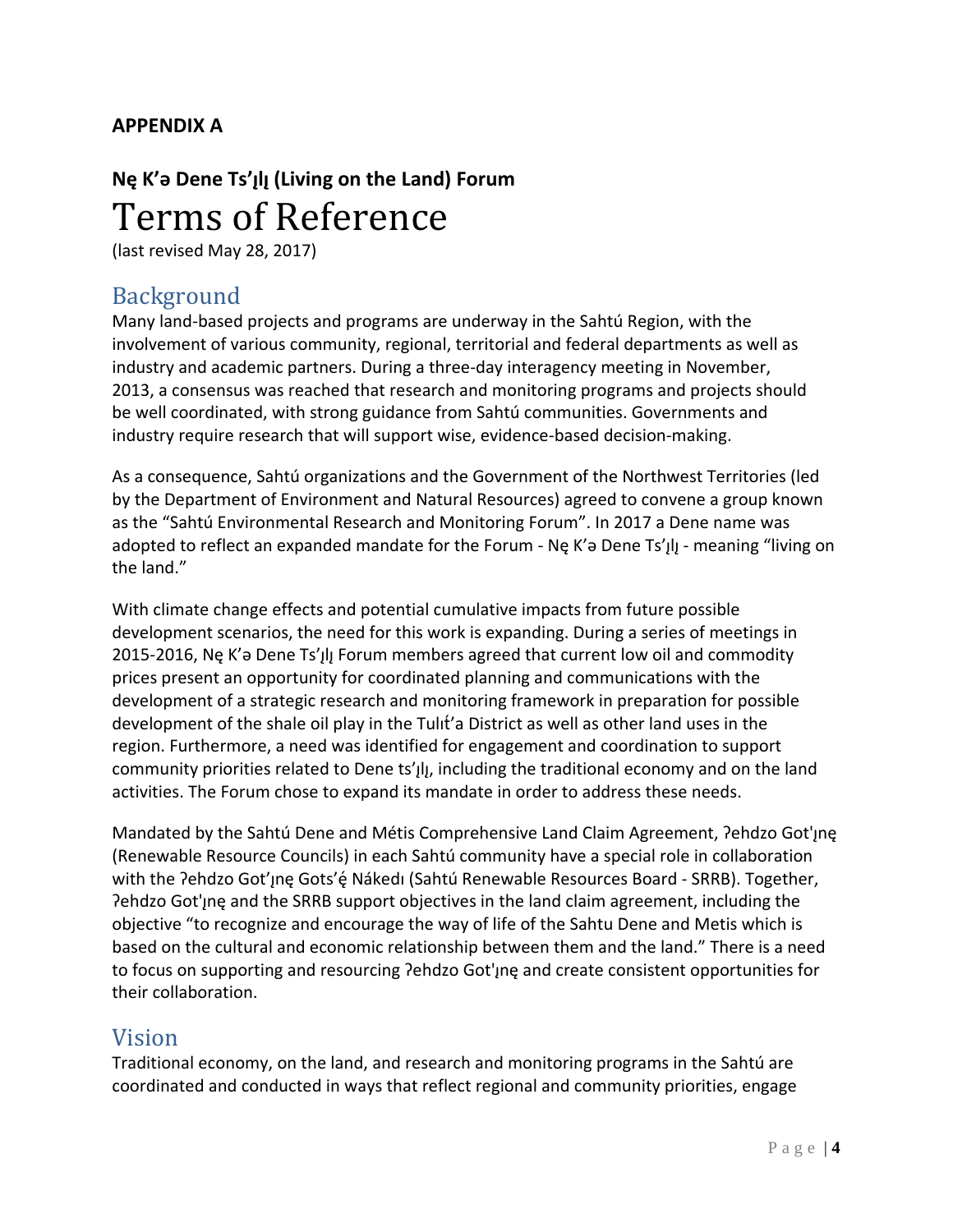## APPENDIX A

### Nę K'ə Dene Ts'ı̨lı̨ (Living on the Land) Forum

# Terms of Reference

(last revised May 28, 2017)

## Background

Many land-based projects and programs are underway in the Sahtú Region, with the involvement of various community, regional, territorial and federal departments as well as industry and academic partners. During a three-day interagency meeting in November, 2013, a consensus was reached that research and monitoring programs and projects should be well coordinated, with strong guidance from Sahtú communities. Governments and industry require research that will support wise, evidence-based decision-making.

As a consequence, Sahtú organizations and the Government of the Northwest Territories (led by the Department of Environment and Natural Resources) agreed to convene a group known as the "Sahtú Environmental Research and Monitoring Forum". In 2017 a Dene name was adopted to reflect an expanded mandate for the Forum - Nę K'ə Dene Ts'ı̨lı̨ - meaning "living on the land."

With climate change effects and potential cumulative impacts from future possible development scenarios, the need for this work is expanding. During a series of meetings in 2015-2016, Nę K'ə Dene Ts'ı̨lı̨ Forum members agreed that current low oil and commodity prices present an opportunity for coordinated planning and communications with the development of a strategic research and monitoring framework in preparation for possible development of the shale oil play in the Tulı́t'a District as well as other land uses in the region. Furthermore, a need was identified for engagement and coordination to support community priorities related to Dene ts'ı̨lı̨, including the traditional economy and on the land activities. The Forum chose to expand its mandate in order to address these needs.

Mandated by the Sahtú Dene and Métis Comprehensive Land Claim Agreement, ʔehdzo Got'ı̨nę (Renewable Resource Councils) in each Sahtú community have a special role in collaboration with the ʔehdzo Got'ı̨nę Gots'ę́ Nákedı (Sahtú Renewable Resources Board - SRRB). Together, ʔehdzo Got'ı̨nę and the SRRB support objectives in the land claim agreement, including the objective "to recognize and encourage the way of life of the Sahtu Dene and Metis which is based on the cultural and economic relationship between them and the land." There is a need to focus on supporting and resourcing ʔehdzo Got'ı̨nę and create consistent opportunities for their collaboration.

## Vision

Traditional economy, on the land, and research and monitoring programs in the Sahtú are coordinated and conducted in ways that reflect regional and community priorities, engage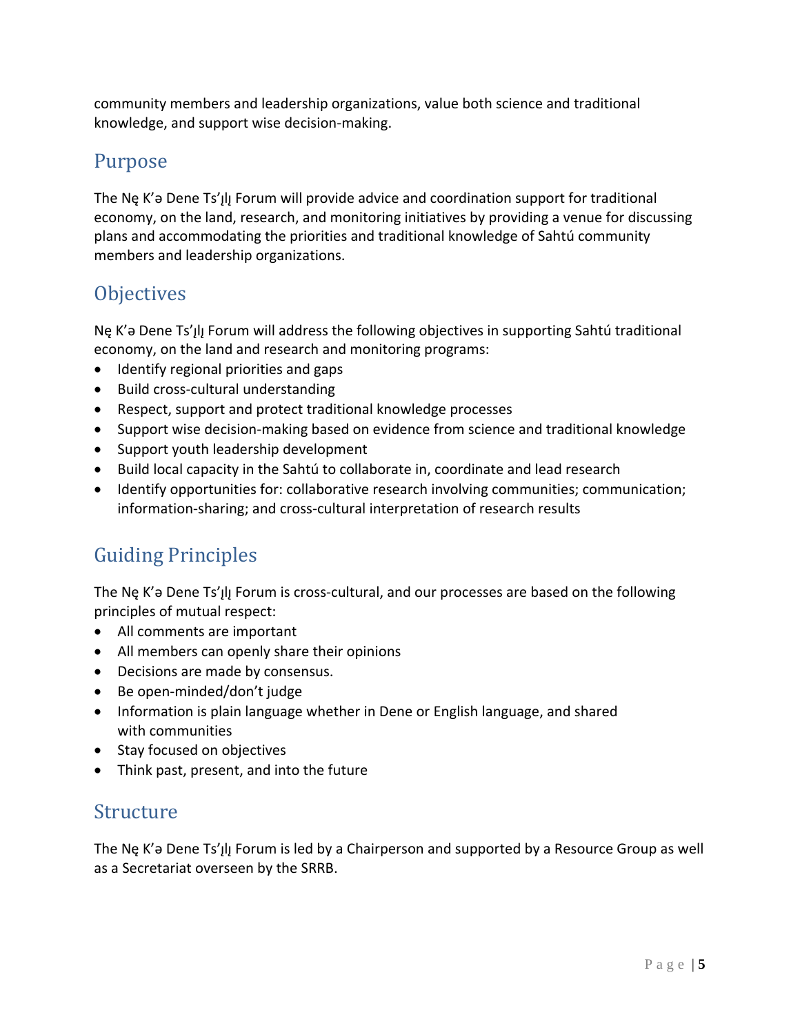community members and leadership organizations, value both science and traditional knowledge, and support wise decision-making.

## Purpose

The Nę K'ə Dene Ts'ılı̨ Forum will provide advice and coordination support for traditional economy, on the land, research, and monitoring initiatives by providing a venue for discussing plans and accommodating the priorities and traditional knowledge of Sahtú community members and leadership organizations.

## Objectives

Nę K'ə Dene Ts'ılı̨ Forum will address the following objectives in supporting Sahtú traditional economy, on the land and research and monitoring programs:

- Identify regional priorities and gaps
- Build cross-cultural understanding
- Respect, support and protect traditional knowledge processes
- Support wise decision-making based on evidence from science and traditional knowledge
- Support youth leadership development
- Build local capacity in the Sahtú to collaborate in, coordinate and lead research
- Identify opportunities for: collaborative research involving communities; communication; information-sharing; and cross-cultural interpretation of research results

## Guiding Principles

The Nę K'ə Dene Ts'ılı̨ Forum is cross-cultural, and our processes are based on the following principles of mutual respect:

- All comments are important
- All members can openly share their opinions
- Decisions are made by consensus.
- Be open-minded/don't judge
- Information is plain language whether in Dene or English language, and shared with communities
- Stay focused on objectives
- Think past, present, and into the future

## Structure

The Nę K'ə Dene Ts'ılı̨ Forum is led by a Chairperson and supported by a Resource Group as well as a Secretariat overseen by the SRRB.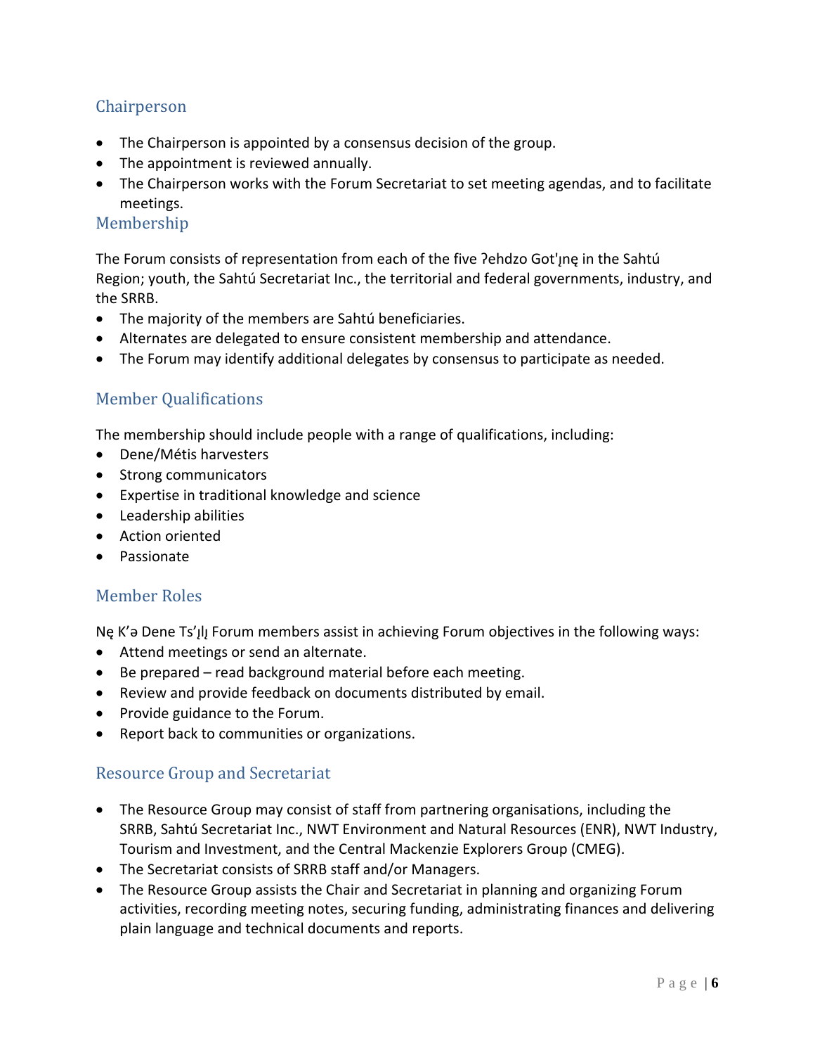## Chairperson

- The Chairperson is appointed by a consensus decision of the group.
- The appointment is reviewed annually.
- The Chairperson works with the Forum Secretariat to set meeting agendas, and to facilitate meetings.

## Membership

The Forum consists of representation from each of the five ʔehdzo Got'ı̨nę in the Sahtú Region; youth, the Sahtú Secretariat Inc., the territorial and federal governments, industry, and the SRRB.

- The majority of the members are Sahtú beneficiaries.
- Alternates are delegated to ensure consistent membership and attendance.
- The Forum may identify additional delegates by consensus to participate as needed.

## Member Qualifications

The membership should include people with a range of qualifications, including:

- Dene/Métis harvesters
- Strong communicators
- Expertise in traditional knowledge and science
- Leadership abilities
- Action oriented
- Passionate

## Member Roles

Nę K'ə Dene Ts'ı̨lı̨ Forum members assist in achieving Forum objectives in the following ways:

- Attend meetings or send an alternate.
- Be prepared – read background material before each meeting.
- Review and provide feedback on documents distributed by email.
- Provide guidance to the Forum.
- Report back to communities or organizations.

## Resource Group and Secretariat

- The Resource Group may consist of staff from partnering organisations, including the SRRB, Sahtú Secretariat Inc., NWT Environment and Natural Resources (ENR), NWT Industry, Tourism and Investment, and the Central Mackenzie Explorers Group (CMEG).
- The Secretariat consists of SRRB staff and/or Managers.
- The Resource Group assists the Chair and Secretariat in planning and organizing Forum activities, recording meeting notes, securing funding, administrating finances and delivering plain language and technical documents and reports.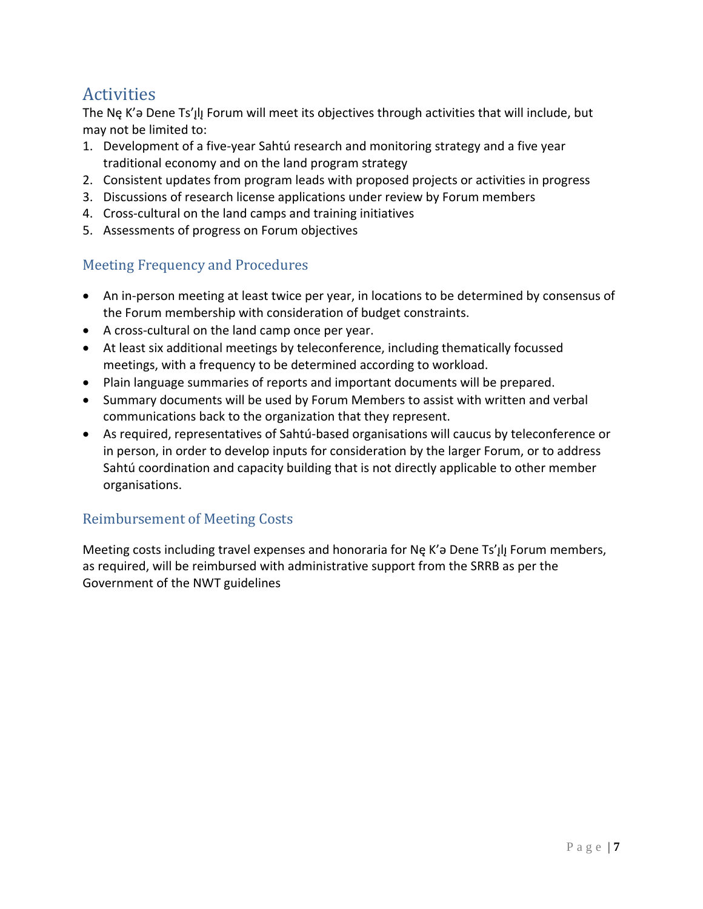## Activities

The Nę K'ə Dene Ts'įlį Forum will meet its objectives through activities that will include, but may not be limited to:

1. Development of a five-year Sahtú research and monitoring strategy and a five year traditional economy and on the land program strategy
2. Consistent updates from program leads with proposed projects or activities in progress
3. Discussions of research license applications under review by Forum members
4. Cross-cultural on the land camps and training initiatives
5. Assessments of progress on Forum objectives

### Meeting Frequency and Procedures

- An in-person meeting at least twice per year, in locations to be determined by consensus of the Forum membership with consideration of budget constraints.
- A cross-cultural on the land camp once per year.
- At least six additional meetings by teleconference, including thematically focussed meetings, with a frequency to be determined according to workload.
- Plain language summaries of reports and important documents will be prepared.
- Summary documents will be used by Forum Members to assist with written and verbal communications back to the organization that they represent.
- As required, representatives of Sahtú-based organisations will caucus by teleconference or in person, in order to develop inputs for consideration by the larger Forum, or to address Sahtú coordination and capacity building that is not directly applicable to other member organisations.

### Reimbursement of Meeting Costs

Meeting costs including travel expenses and honoraria for Nę K'ə Dene Ts'įlį Forum members, as required, will be reimbursed with administrative support from the SRRB as per the Government of the NWT guidelines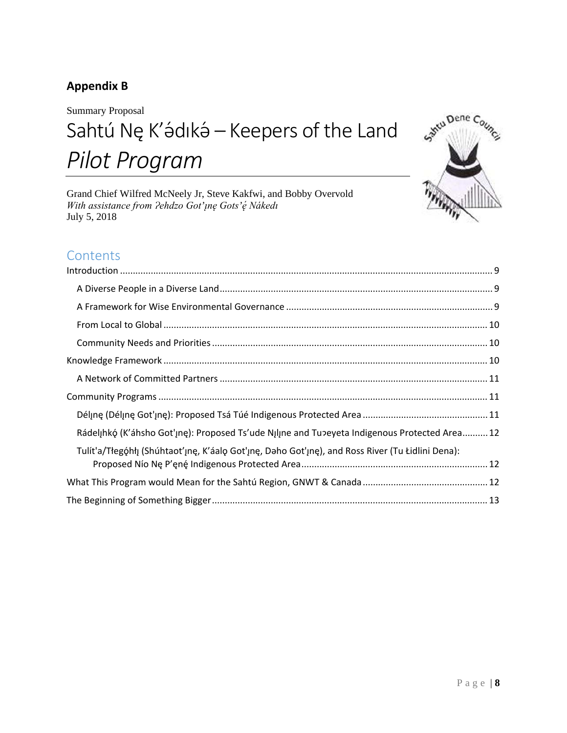**Appendix B**

Summary Proposal

# Sahtú Nę K'ədıkə́ – Keepers of the Land *Pilot Program*

Grand Chief Wilfred McNeely Jr, Steve Kakfwi, and Bobby Overvold
*With assistance from ʔehdzo Got'ı̨nę Gots'ę́ Nákedı*
July 5, 2018

## Contents

Introduction ........ 9
- A Diverse People in a Diverse Land ........ 9
- A Framework for Wise Environmental Governance ........ 9
- From Local to Global ........ 10
- Community Needs and Priorities ........ 10

Knowledge Framework ........ 10
- A Network of Committed Partners ........ 11

Community Programs ........ 11
- Délı̨nę (Délı̨nę Got'ı̨nę): Proposed Tsá Túé Indigenous Protected Area ........ 11
- Rádelı̨hkǫ́ (K'áhsho Got'ı̨nę): Proposed Ts'ude Nılı̨ne and Tuɔeyeta Indigenous Protected Area ........ 12
- Tulít'a/Tłegǫ́hłı̨ (Shúhtaot'ı̨nę, K'áalǫ Got'ı̨nę, Dəho Got'ı̨nę), and Ross River (Tu Łidlini Dena): Proposed Nío Nę P'ęné Indigenous Protected Area ........ 12

What This Program would Mean for the Sahtú Region, GNWT & Canada ........ 12

The Beginning of Something Bigger ........ 13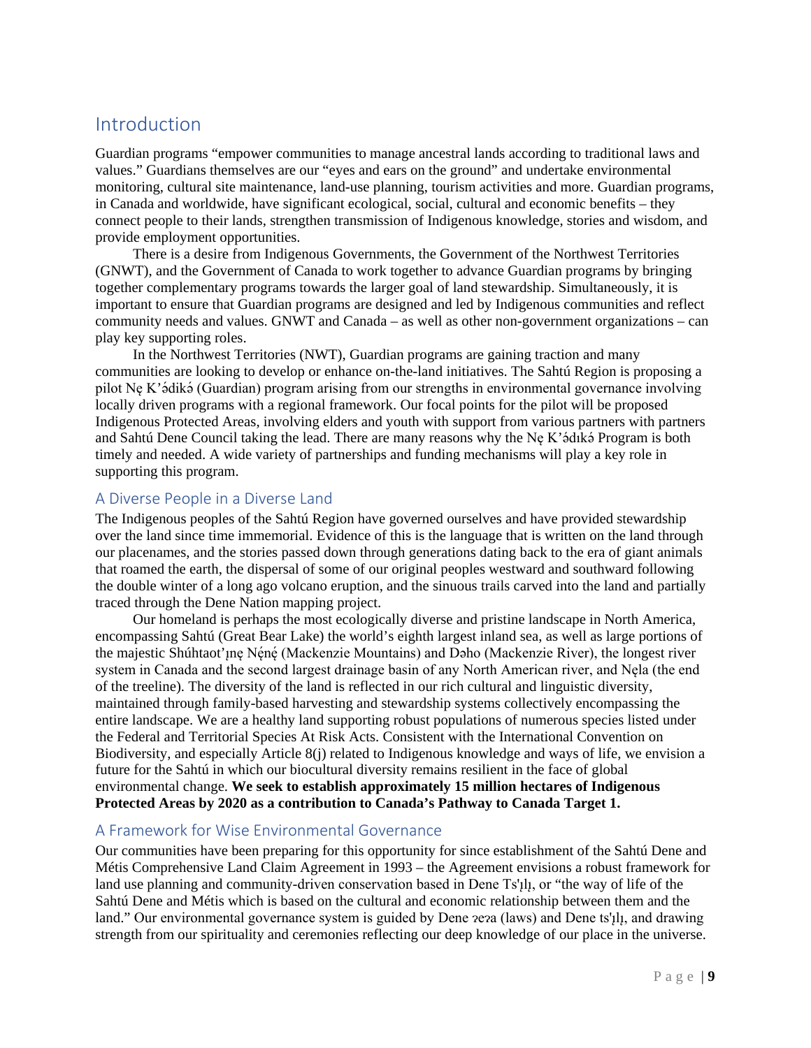## Introduction

Guardian programs "empower communities to manage ancestral lands according to traditional laws and values." Guardians themselves are our "eyes and ears on the ground" and undertake environmental monitoring, cultural site maintenance, land-use planning, tourism activities and more. Guardian programs, in Canada and worldwide, have significant ecological, social, cultural and economic benefits – they connect people to their lands, strengthen transmission of Indigenous knowledge, stories and wisdom, and provide employment opportunities.

There is a desire from Indigenous Governments, the Government of the Northwest Territories (GNWT), and the Government of Canada to work together to advance Guardian programs by bringing together complementary programs towards the larger goal of land stewardship. Simultaneously, it is important to ensure that Guardian programs are designed and led by Indigenous communities and reflect community needs and values. GNWT and Canada – as well as other non-government organizations – can play key supporting roles.

In the Northwest Territories (NWT), Guardian programs are gaining traction and many communities are looking to develop or enhance on-the-land initiatives. The Sahtú Region is proposing a pilot Nę K'ə́dikə́ (Guardian) program arising from our strengths in environmental governance involving locally driven programs with a regional framework. Our focal points for the pilot will be proposed Indigenous Protected Areas, involving elders and youth with support from various partners with partners and Sahtú Dene Council taking the lead. There are many reasons why the Nę K'ə́dıkə́ Program is both timely and needed. A wide variety of partnerships and funding mechanisms will play a key role in supporting this program.

### A Diverse People in a Diverse Land

The Indigenous peoples of the Sahtú Region have governed ourselves and have provided stewardship over the land since time immemorial. Evidence of this is the language that is written on the land through our placenames, and the stories passed down through generations dating back to the era of giant animals that roamed the earth, the dispersal of some of our original peoples westward and southward following the double winter of a long ago volcano eruption, and the sinuous trails carved into the land and partially traced through the Dene Nation mapping project.

Our homeland is perhaps the most ecologically diverse and pristine landscape in North America, encompassing Sahtú (Great Bear Lake) the world's eighth largest inland sea, as well as large portions of the majestic Shúhtaot'ı̨nę Nę́nę́ (Mackenzie Mountains) and Dəho (Mackenzie River), the longest river system in Canada and the second largest drainage basin of any North American river, and Nẹla (the end of the treeline). The diversity of the land is reflected in our rich cultural and linguistic diversity, maintained through family-based harvesting and stewardship systems collectively encompassing the entire landscape. We are a healthy land supporting robust populations of numerous species listed under the Federal and Territorial Species At Risk Acts. Consistent with the International Convention on Biodiversity, and especially Article 8(j) related to Indigenous knowledge and ways of life, we envision a future for the Sahtú in which our biocultural diversity remains resilient in the face of global environmental change. **We seek to establish approximately 15 million hectares of Indigenous Protected Areas by 2020 as a contribution to Canada's Pathway to Canada Target 1.**

### A Framework for Wise Environmental Governance

Our communities have been preparing for this opportunity for since establishment of the Sahtú Dene and Métis Comprehensive Land Claim Agreement in 1993 – the Agreement envisions a robust framework for land use planning and community-driven conservation based in Dene Ts'ı̨lı̨, or "the way of life of the Sahtú Dene and Métis which is based on the cultural and economic relationship between them and the land." Our environmental governance system is guided by Dene ʔeʔa (laws) and Dene ts'ı̨lı̨, and drawing strength from our spirituality and ceremonies reflecting our deep knowledge of our place in the universe.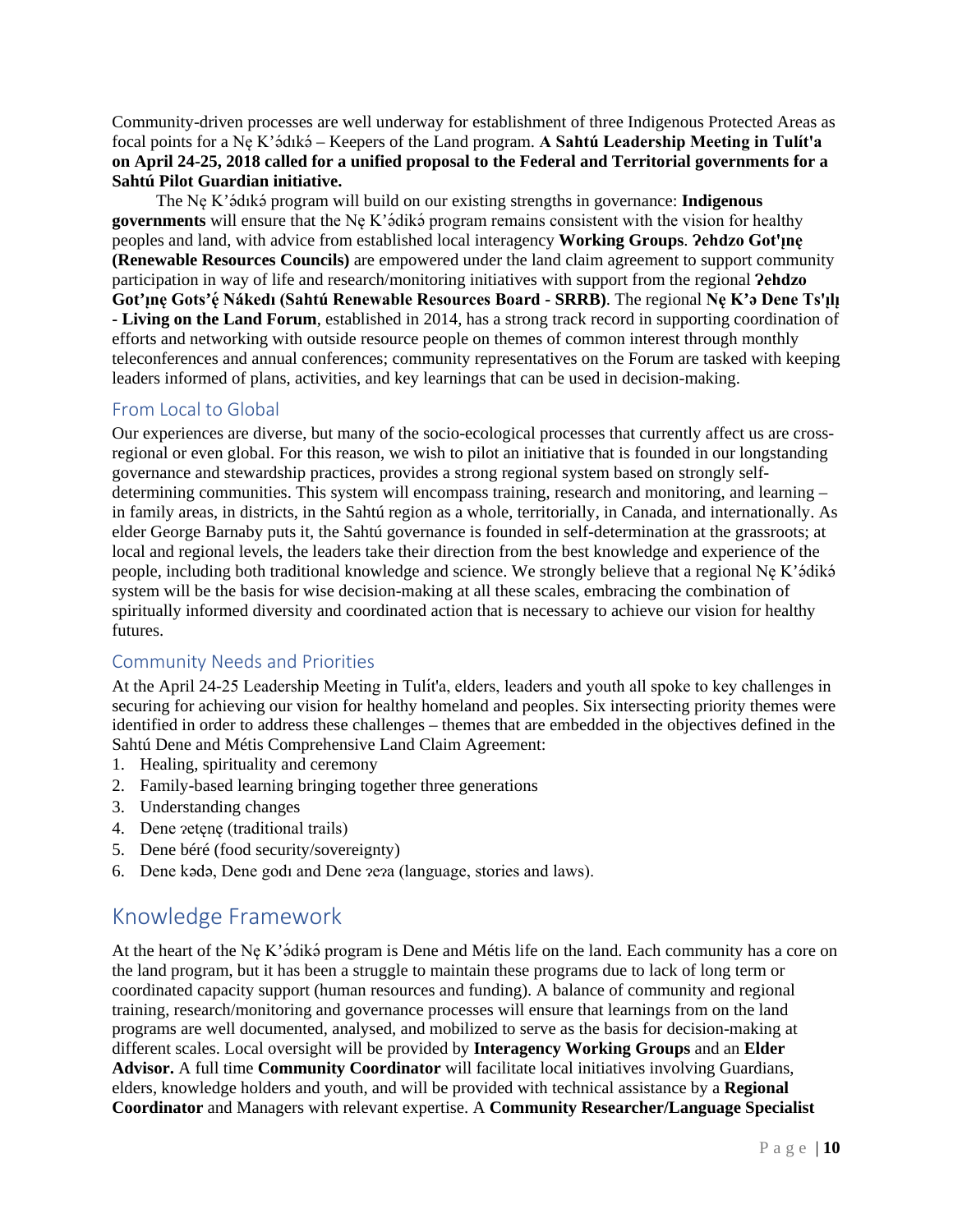Community-driven processes are well underway for establishment of three Indigenous Protected Areas as focal points for a Nę K'ə́dıkə́ – Keepers of the Land program. **A Sahtú Leadership Meeting in Tulít'a on April 24-25, 2018 called for a unified proposal to the Federal and Territorial governments for a Sahtú Pilot Guardian initiative.**

The Nę K'ə́dıkə́ program will build on our existing strengths in governance: **Indigenous governments** will ensure that the Nę K'ə́dikə́ program remains consistent with the vision for healthy peoples and land, with advice from established local interagency **Working Groups**. **Ɂehdzo Got'ı̨nę (Renewable Resources Councils)** are empowered under the land claim agreement to support community participation in way of life and research/monitoring initiatives with support from the regional **Ɂehdzo Got'ı̨nę Gots'ę́ Nákedı (Sahtú Renewable Resources Board - SRRB)**. The regional **Nę K'ə Dene Ts'ı̨lı̨ - Living on the Land Forum**, established in 2014, has a strong track record in supporting coordination of efforts and networking with outside resource people on themes of common interest through monthly teleconferences and annual conferences; community representatives on the Forum are tasked with keeping leaders informed of plans, activities, and key learnings that can be used in decision-making.

### From Local to Global

Our experiences are diverse, but many of the socio-ecological processes that currently affect us are cross-regional or even global. For this reason, we wish to pilot an initiative that is founded in our longstanding governance and stewardship practices, provides a strong regional system based on strongly self-determining communities. This system will encompass training, research and monitoring, and learning – in family areas, in districts, in the Sahtú region as a whole, territorially, in Canada, and internationally. As elder George Barnaby puts it, the Sahtú governance is founded in self-determination at the grassroots; at local and regional levels, the leaders take their direction from the best knowledge and experience of the people, including both traditional knowledge and science. We strongly believe that a regional Nę K'ə́dikə́ system will be the basis for wise decision-making at all these scales, embracing the combination of spiritually informed diversity and coordinated action that is necessary to achieve our vision for healthy futures.

### Community Needs and Priorities

At the April 24-25 Leadership Meeting in Tulít'a, elders, leaders and youth all spoke to key challenges in securing for achieving our vision for healthy homeland and peoples. Six intersecting priority themes were identified in order to address these challenges – themes that are embedded in the objectives defined in the Sahtú Dene and Métis Comprehensive Land Claim Agreement:

1. Healing, spirituality and ceremony
2. Family-based learning bringing together three generations
3. Understanding changes
4. Dene ɂetęnę (traditional trails)
5. Dene béré (food security/sovereignty)
6. Dene kədə, Dene godı and Dene ɂeɂa (language, stories and laws).

## Knowledge Framework

At the heart of the Nę K'ə́dikə́ program is Dene and Métis life on the land. Each community has a core on the land program, but it has been a struggle to maintain these programs due to lack of long term or coordinated capacity support (human resources and funding). A balance of community and regional training, research/monitoring and governance processes will ensure that learnings from on the land programs are well documented, analysed, and mobilized to serve as the basis for decision-making at different scales. Local oversight will be provided by **Interagency Working Groups** and an **Elder Advisor.** A full time **Community Coordinator** will facilitate local initiatives involving Guardians, elders, knowledge holders and youth, and will be provided with technical assistance by a **Regional Coordinator** and Managers with relevant expertise. A **Community Researcher/Language Specialist**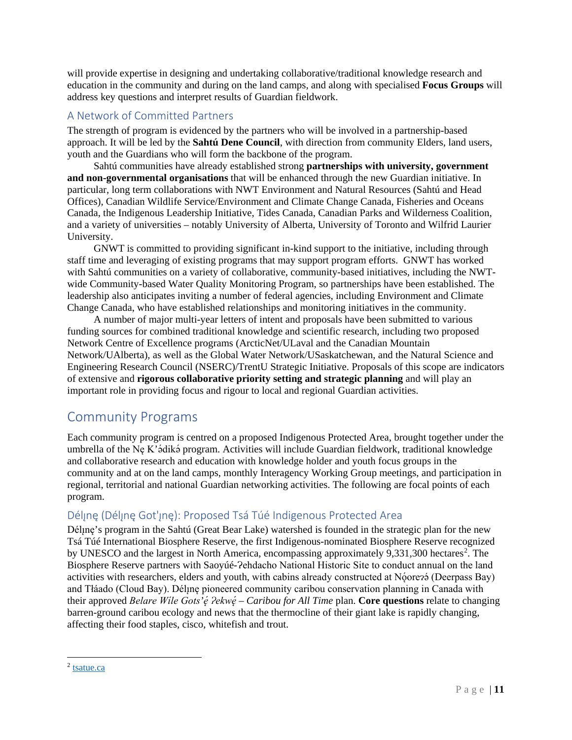will provide expertise in designing and undertaking collaborative/traditional knowledge research and education in the community and during on the land camps, and along with specialised **Focus Groups** will address key questions and interpret results of Guardian fieldwork.

### A Network of Committed Partners

The strength of program is evidenced by the partners who will be involved in a partnership-based approach. It will be led by the **Sahtú Dene Council**, with direction from community Elders, land users, youth and the Guardians who will form the backbone of the program.

Sahtú communities have already established strong **partnerships with university, government and non-governmental organisations** that will be enhanced through the new Guardian initiative. In particular, long term collaborations with NWT Environment and Natural Resources (Sahtú and Head Offices), Canadian Wildlife Service/Environment and Climate Change Canada, Fisheries and Oceans Canada, the Indigenous Leadership Initiative, Tides Canada, Canadian Parks and Wilderness Coalition, and a variety of universities – notably University of Alberta, University of Toronto and Wilfrid Laurier University.

GNWT is committed to providing significant in-kind support to the initiative, including through staff time and leveraging of existing programs that may support program efforts. GNWT has worked with Sahtú communities on a variety of collaborative, community-based initiatives, including the NWT-wide Community-based Water Quality Monitoring Program, so partnerships have been established. The leadership also anticipates inviting a number of federal agencies, including Environment and Climate Change Canada, who have established relationships and monitoring initiatives in the community.

A number of major multi-year letters of intent and proposals have been submitted to various funding sources for combined traditional knowledge and scientific research, including two proposed Network Centre of Excellence programs (ArcticNet/ULaval and the Canadian Mountain Network/UAlberta), as well as the Global Water Network/USaskatchewan, and the Natural Science and Engineering Research Council (NSERC)/TrentU Strategic Initiative. Proposals of this scope are indicators of extensive and **rigorous collaborative priority setting and strategic planning** and will play an important role in providing focus and rigour to local and regional Guardian activities.

## Community Programs

Each community program is centred on a proposed Indigenous Protected Area, brought together under the umbrella of the Nę K'ǝ́dıkǝ́ program. Activities will include Guardian fieldwork, traditional knowledge and collaborative research and education with knowledge holder and youth focus groups in the community and at on the land camps, monthly Interagency Working Group meetings, and participation in regional, territorial and national Guardian networking activities. The following are focal points of each program.

### Délı̨nę (Délı̨nę Got'ı̨nę): Proposed Tsá Túé Indigenous Protected Area

Délı̨nę's program in the Sahtú (Great Bear Lake) watershed is founded in the strategic plan for the new Tsá Túé International Biosphere Reserve, the first Indigenous-nominated Biosphere Reserve recognized by UNESCO and the largest in North America, encompassing approximately 9,331,300 hectares[2]. The Biosphere Reserve partners with Saoyúé-ʔehdacho National Historic Site to conduct annual on the land activities with researchers, elders and youth, with cabins already constructed at Nǫ́orezǝ́ (Deerpass Bay) and Tłáado (Cloud Bay). Délı̨nę pioneered community caribou conservation planning in Canada with their approved *Belare Wíle Gots'ę́ ʔekwę́ – Caribou for All Time* plan. **Core questions** relate to changing barren-ground caribou ecology and news that the thermocline of their giant lake is rapidly changing, affecting their food staples, cisco, whitefish and trout.

[2] tsatue.ca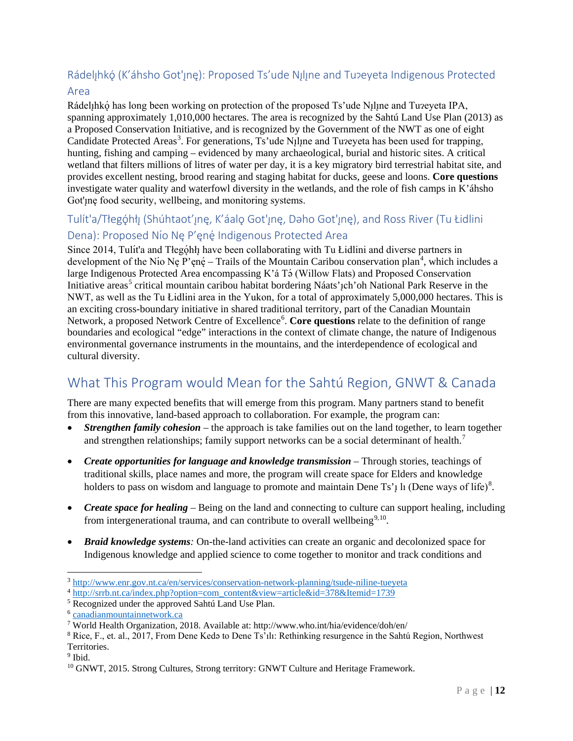### Rádelı̨hkǫ́ (K'áhsho Got'ı̨nę): Proposed Ts'ude Nı̨lı̨ne and Tuʔeyeta Indigenous Protected Area

Rádelı̨hkǫ́ has long been working on protection of the proposed Ts'ude Nı̨lı̨ne and Tuʔeyeta IPA, spanning approximately 1,010,000 hectares. The area is recognized by the Sahtú Land Use Plan (2013) as a Proposed Conservation Initiative, and is recognized by the Government of the NWT as one of eight Candidate Protected Areas[3]. For generations, Ts'ude Nı̨lı̨ne and Tuʔeyeta has been used for trapping, hunting, fishing and camping – evidenced by many archaeological, burial and historic sites. A critical wetland that filters millions of litres of water per day, it is a key migratory bird terrestrial habitat site, and provides excellent nesting, brood rearing and staging habitat for ducks, geese and loons. **Core questions** investigate water quality and waterfowl diversity in the wetlands, and the role of fish camps in K'áhsho Got'ı̨nę food security, wellbeing, and monitoring systems.

### Tulít'a/Tłegǫ́hłı̨ (Shúhtaot'ı̨nę, K'áalǫ Got'ı̨nę, Dəho Got'ı̨nę), and Ross River (Tu Łidlini Dena): Proposed Nío Nę P'ęnę́ Indigenous Protected Area

Since 2014, Tulít'a and Tłegǫ́hłı̨ have been collaborating with Tu Łidlini and diverse partners in development of the Nío Nę P'ęnę́ – Trails of the Mountain Caribou conservation plan[4], which includes a large Indigenous Protected Area encompassing K'á Tə́ (Willow Flats) and Proposed Conservation Initiative areas[5] critical mountain caribou habitat bordering Náats'ı̨ch'oh National Park Reserve in the NWT, as well as the Tu Łidlini area in the Yukon, for a total of approximately 5,000,000 hectares. This is an exciting cross-boundary initiative in shared traditional territory, part of the Canadian Mountain Network, a proposed Network Centre of Excellence[6]. **Core questions** relate to the definition of range boundaries and ecological "edge" interactions in the context of climate change, the nature of Indigenous environmental governance instruments in the mountains, and the interdependence of ecological and cultural diversity.

## What This Program would Mean for the Sahtú Region, GNWT & Canada

There are many expected benefits that will emerge from this program. Many partners stand to benefit from this innovative, land-based approach to collaboration. For example, the program can:

- ***Strengthen family cohesion*** – the approach is take families out on the land together, to learn together and strengthen relationships; family support networks can be a social determinant of health.[7]
- ***Create opportunities for language and knowledge transmission*** – Through stories, teachings of traditional skills, place names and more, the program will create space for Elders and knowledge holders to pass on wisdom and language to promote and maintain Dene Ts'ı̨ lı (Dene ways of life)[8].
- ***Create space for healing*** – Being on the land and connecting to culture can support healing, including from intergenerational trauma, and can contribute to overall wellbeing[9,10].
- ***Braid knowledge systems**:* On-the-land activities can create an organic and decolonized space for Indigenous knowledge and applied science to come together to monitor and track conditions and

---

[3] http://www.enr.gov.nt.ca/en/services/conservation-network-planning/tsude-niline-tueyeta

[4] http://srrb.nt.ca/index.php?option=com_content&view=article&id=378&Itemid=1739

[5] Recognized under the approved Sahtú Land Use Plan.

[6] canadianmountainnetwork.ca

[7] World Health Organization, 2018. Available at: http://www.who.int/hia/evidence/doh/en/

[8] Rice, F., et. al., 2017, From Dene Kedə to Dene Ts'ılı: Rethinking resurgence in the Sahtú Region, Northwest Territories.

[9] Ibid.

[10] GNWT, 2015. Strong Cultures, Strong territory: GNWT Culture and Heritage Framework.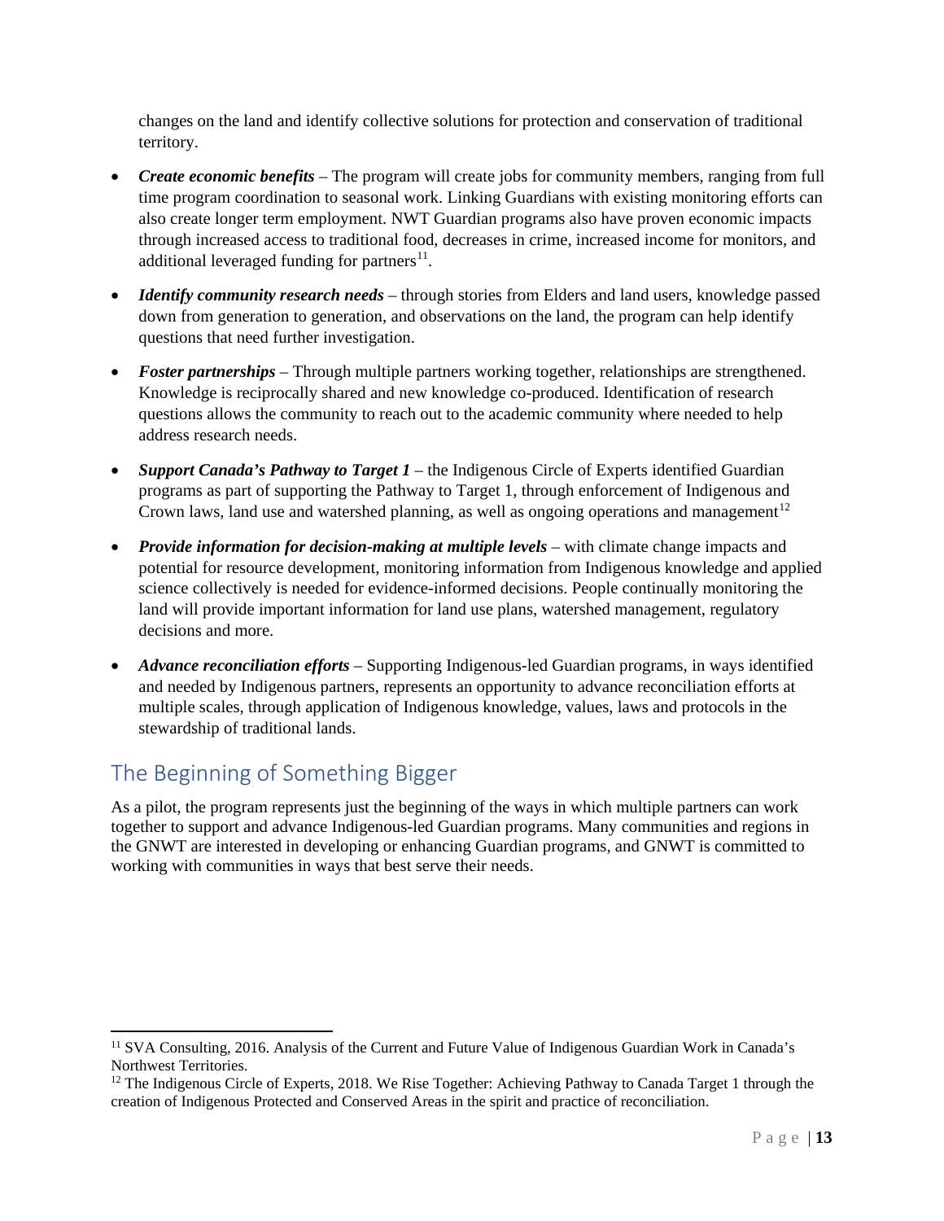changes on the land and identify collective solutions for protection and conservation of traditional territory.

- ***Create economic benefits*** – The program will create jobs for community members, ranging from full time program coordination to seasonal work. Linking Guardians with existing monitoring efforts can also create longer term employment. NWT Guardian programs also have proven economic impacts through increased access to traditional food, decreases in crime, increased income for monitors, and additional leveraged funding for partners[11].
- ***Identify community research needs*** – through stories from Elders and land users, knowledge passed down from generation to generation, and observations on the land, the program can help identify questions that need further investigation.
- ***Foster partnerships*** – Through multiple partners working together, relationships are strengthened. Knowledge is reciprocally shared and new knowledge co-produced. Identification of research questions allows the community to reach out to the academic community where needed to help address research needs.
- ***Support Canada's Pathway to Target 1*** – the Indigenous Circle of Experts identified Guardian programs as part of supporting the Pathway to Target 1, through enforcement of Indigenous and Crown laws, land use and watershed planning, as well as ongoing operations and management[12]
- ***Provide information for decision-making at multiple levels*** – with climate change impacts and potential for resource development, monitoring information from Indigenous knowledge and applied science collectively is needed for evidence-informed decisions. People continually monitoring the land will provide important information for land use plans, watershed management, regulatory decisions and more.
- ***Advance reconciliation efforts*** – Supporting Indigenous-led Guardian programs, in ways identified and needed by Indigenous partners, represents an opportunity to advance reconciliation efforts at multiple scales, through application of Indigenous knowledge, values, laws and protocols in the stewardship of traditional lands.

## The Beginning of Something Bigger

As a pilot, the program represents just the beginning of the ways in which multiple partners can work together to support and advance Indigenous-led Guardian programs. Many communities and regions in the GNWT are interested in developing or enhancing Guardian programs, and GNWT is committed to working with communities in ways that best serve their needs.

---

[11] SVA Consulting, 2016. Analysis of the Current and Future Value of Indigenous Guardian Work in Canada's Northwest Territories.

[12] The Indigenous Circle of Experts, 2018. We Rise Together: Achieving Pathway to Canada Target 1 through the creation of Indigenous Protected and Conserved Areas in the spirit and practice of reconciliation.